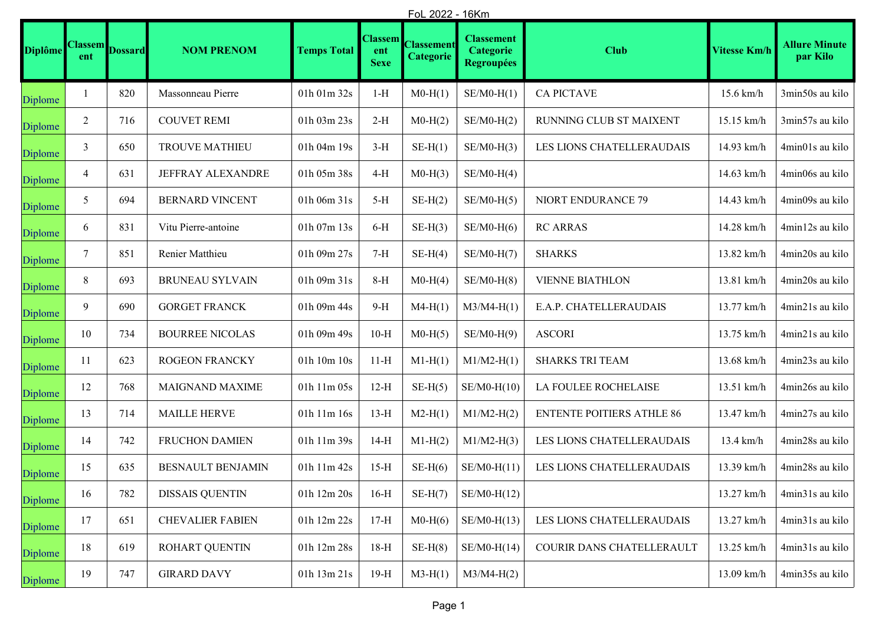FoL 2022 - 16Km

| Diplôme | Classement | Dossard | NOM PRENOM | Temps Total | Classement Sexe | Classement Categorie | Classement Categorie Regroupées | Club | Vitesse Km/h | Allure Minute par Kilo |
|---|---|---|---|---|---|---|---|---|---|---|
| Diplome | 1 | 820 | Massonneau Pierre | 01h 01m 32s | 1-H | M0-H(1) | SE/M0-H(1) | CA PICTAVE | 15.6 km/h | 3min50s au kilo |
| Diplome | 2 | 716 | COUVET REMI | 01h 03m 23s | 2-H | M0-H(2) | SE/M0-H(2) | RUNNING CLUB ST MAIXENT | 15.15 km/h | 3min57s au kilo |
| Diplome | 3 | 650 | TROUVE MATHIEU | 01h 04m 19s | 3-H | SE-H(1) | SE/M0-H(3) | LES LIONS CHATELLERAUDAIS | 14.93 km/h | 4min01s au kilo |
| Diplome | 4 | 631 | JEFFRAY ALEXANDRE | 01h 05m 38s | 4-H | M0-H(3) | SE/M0-H(4) | | 14.63 km/h | 4min06s au kilo |
| Diplome | 5 | 694 | BERNARD VINCENT | 01h 06m 31s | 5-H | SE-H(2) | SE/M0-H(5) | NIORT ENDURANCE 79 | 14.43 km/h | 4min09s au kilo |
| Diplome | 6 | 831 | Vitu Pierre-antoine | 01h 07m 13s | 6-H | SE-H(3) | SE/M0-H(6) | RC ARRAS | 14.28 km/h | 4min12s au kilo |
| Diplome | 7 | 851 | Renier Matthieu | 01h 09m 27s | 7-H | SE-H(4) | SE/M0-H(7) | SHARKS | 13.82 km/h | 4min20s au kilo |
| Diplome | 8 | 693 | BRUNEAU SYLVAIN | 01h 09m 31s | 8-H | M0-H(4) | SE/M0-H(8) | VIENNE BIATHLON | 13.81 km/h | 4min20s au kilo |
| Diplome | 9 | 690 | GORGET FRANCK | 01h 09m 44s | 9-H | M4-H(1) | M3/M4-H(1) | E.A.P. CHATELLERAUDAIS | 13.77 km/h | 4min21s au kilo |
| Diplome | 10 | 734 | BOURREE NICOLAS | 01h 09m 49s | 10-H | M0-H(5) | SE/M0-H(9) | ASCORI | 13.75 km/h | 4min21s au kilo |
| Diplome | 11 | 623 | ROGEON FRANCKY | 01h 10m 10s | 11-H | M1-H(1) | M1/M2-H(1) | SHARKS TRI TEAM | 13.68 km/h | 4min23s au kilo |
| Diplome | 12 | 768 | MAIGNAND MAXIME | 01h 11m 05s | 12-H | SE-H(5) | SE/M0-H(10) | LA FOULEE ROCHELAISE | 13.51 km/h | 4min26s au kilo |
| Diplome | 13 | 714 | MAILLE HERVE | 01h 11m 16s | 13-H | M2-H(1) | M1/M2-H(2) | ENTENTE POITIERS ATHLE 86 | 13.47 km/h | 4min27s au kilo |
| Diplome | 14 | 742 | FRUCHON DAMIEN | 01h 11m 39s | 14-H | M1-H(2) | M1/M2-H(3) | LES LIONS CHATELLERAUDAIS | 13.4 km/h | 4min28s au kilo |
| Diplome | 15 | 635 | BESNAULT BENJAMIN | 01h 11m 42s | 15-H | SE-H(6) | SE/M0-H(11) | LES LIONS CHATELLERAUDAIS | 13.39 km/h | 4min28s au kilo |
| Diplome | 16 | 782 | DISSAIS QUENTIN | 01h 12m 20s | 16-H | SE-H(7) | SE/M0-H(12) | | 13.27 km/h | 4min31s au kilo |
| Diplome | 17 | 651 | CHEVALIER FABIEN | 01h 12m 22s | 17-H | M0-H(6) | SE/M0-H(13) | LES LIONS CHATELLERAUDAIS | 13.27 km/h | 4min31s au kilo |
| Diplome | 18 | 619 | ROHART QUENTIN | 01h 12m 28s | 18-H | SE-H(8) | SE/M0-H(14) | COURIR DANS CHATELLERAULT | 13.25 km/h | 4min31s au kilo |
| Diplome | 19 | 747 | GIRARD DAVY | 01h 13m 21s | 19-H | M3-H(1) | M3/M4-H(2) | | 13.09 km/h | 4min35s au kilo |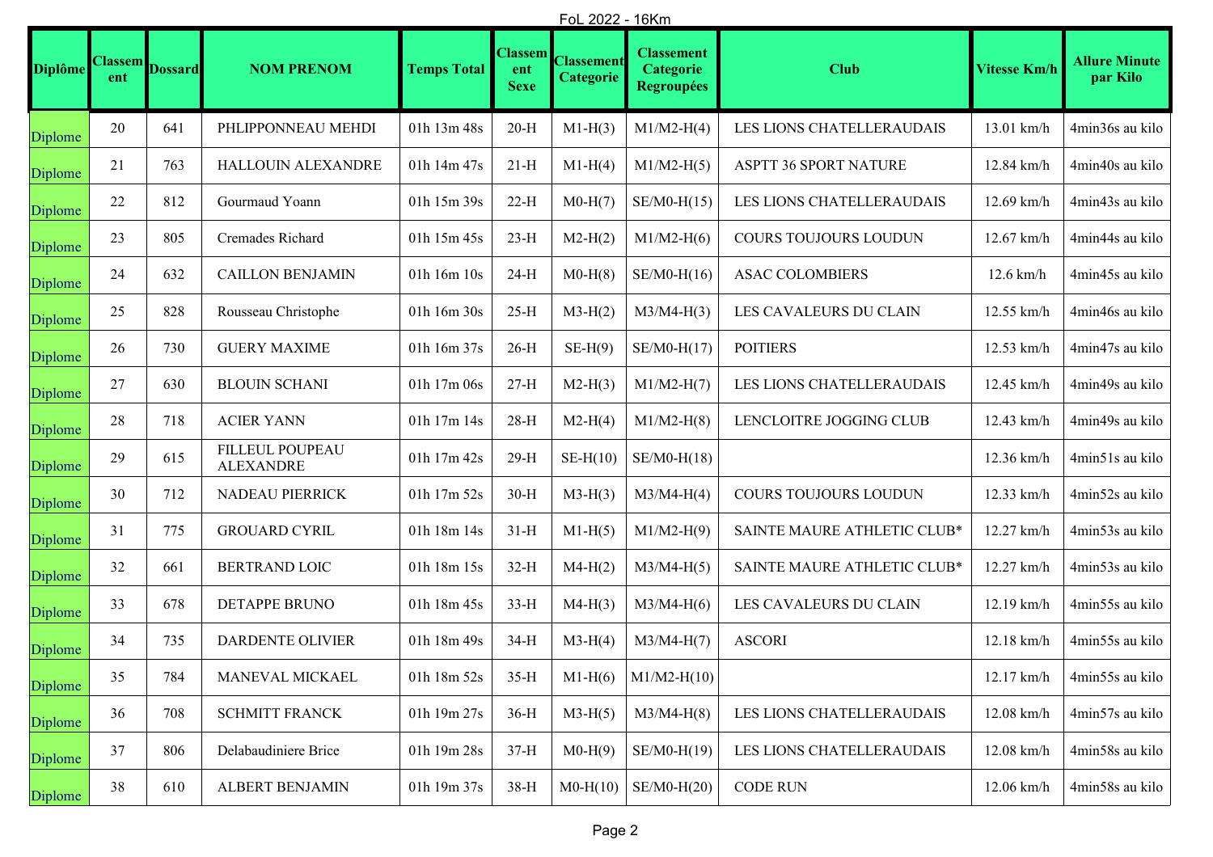FoL 2022 - 16Km

| Diplôme | Classement | Dossard | NOM PRENOM | Temps Total | Classement Sexe | Classement Categorie | Classement Categorie Regroupées | Club | Vitesse Km/h | Allure Minute par Kilo |
|---|---|---|---|---|---|---|---|---|---|---|
| Diplome | 20 | 641 | PHLIPPONNEAU MEHDI | 01h 13m 48s | 20-H | M1-H(3) | M1/M2-H(4) | LES LIONS CHATELLERAUDAIS | 13.01 km/h | 4min36s au kilo |
| Diplome | 21 | 763 | HALLOUIN ALEXANDRE | 01h 14m 47s | 21-H | M1-H(4) | M1/M2-H(5) | ASPTT 36 SPORT NATURE | 12.84 km/h | 4min40s au kilo |
| Diplome | 22 | 812 | Gourmaud Yoann | 01h 15m 39s | 22-H | M0-H(7) | SE/M0-H(15) | LES LIONS CHATELLERAUDAIS | 12.69 km/h | 4min43s au kilo |
| Diplome | 23 | 805 | Cremades Richard | 01h 15m 45s | 23-H | M2-H(2) | M1/M2-H(6) | COURS TOUJOURS LOUDUN | 12.67 km/h | 4min44s au kilo |
| Diplome | 24 | 632 | CAILLON BENJAMIN | 01h 16m 10s | 24-H | M0-H(8) | SE/M0-H(16) | ASAC COLOMBIERS | 12.6 km/h | 4min45s au kilo |
| Diplome | 25 | 828 | Rousseau Christophe | 01h 16m 30s | 25-H | M3-H(2) | M3/M4-H(3) | LES CAVALEURS DU CLAIN | 12.55 km/h | 4min46s au kilo |
| Diplome | 26 | 730 | GUERY MAXIME | 01h 16m 37s | 26-H | SE-H(9) | SE/M0-H(17) | POITIERS | 12.53 km/h | 4min47s au kilo |
| Diplome | 27 | 630 | BLOUIN SCHANI | 01h 17m 06s | 27-H | M2-H(3) | M1/M2-H(7) | LES LIONS CHATELLERAUDAIS | 12.45 km/h | 4min49s au kilo |
| Diplome | 28 | 718 | ACIER YANN | 01h 17m 14s | 28-H | M2-H(4) | M1/M2-H(8) | LENCLOITRE JOGGING CLUB | 12.43 km/h | 4min49s au kilo |
| Diplome | 29 | 615 | FILLEUL POUPEAU ALEXANDRE | 01h 17m 42s | 29-H | SE-H(10) | SE/M0-H(18) | | 12.36 km/h | 4min51s au kilo |
| Diplome | 30 | 712 | NADEAU PIERRICK | 01h 17m 52s | 30-H | M3-H(3) | M3/M4-H(4) | COURS TOUJOURS LOUDUN | 12.33 km/h | 4min52s au kilo |
| Diplome | 31 | 775 | GROUARD CYRIL | 01h 18m 14s | 31-H | M1-H(5) | M1/M2-H(9) | SAINTE MAURE ATHLETIC CLUB* | 12.27 km/h | 4min53s au kilo |
| Diplome | 32 | 661 | BERTRAND LOIC | 01h 18m 15s | 32-H | M4-H(2) | M3/M4-H(5) | SAINTE MAURE ATHLETIC CLUB* | 12.27 km/h | 4min53s au kilo |
| Diplome | 33 | 678 | DETAPPE BRUNO | 01h 18m 45s | 33-H | M4-H(3) | M3/M4-H(6) | LES CAVALEURS DU CLAIN | 12.19 km/h | 4min55s au kilo |
| Diplome | 34 | 735 | DARDENTE OLIVIER | 01h 18m 49s | 34-H | M3-H(4) | M3/M4-H(7) | ASCORI | 12.18 km/h | 4min55s au kilo |
| Diplome | 35 | 784 | MANEVAL MICKAEL | 01h 18m 52s | 35-H | M1-H(6) | M1/M2-H(10) | | 12.17 km/h | 4min55s au kilo |
| Diplome | 36 | 708 | SCHMITT FRANCK | 01h 19m 27s | 36-H | M3-H(5) | M3/M4-H(8) | LES LIONS CHATELLERAUDAIS | 12.08 km/h | 4min57s au kilo |
| Diplome | 37 | 806 | Delabaudiniere Brice | 01h 19m 28s | 37-H | M0-H(9) | SE/M0-H(19) | LES LIONS CHATELLERAUDAIS | 12.08 km/h | 4min58s au kilo |
| Diplome | 38 | 610 | ALBERT BENJAMIN | 01h 19m 37s | 38-H | M0-H(10) | SE/M0-H(20) | CODE RUN | 12.06 km/h | 4min58s au kilo |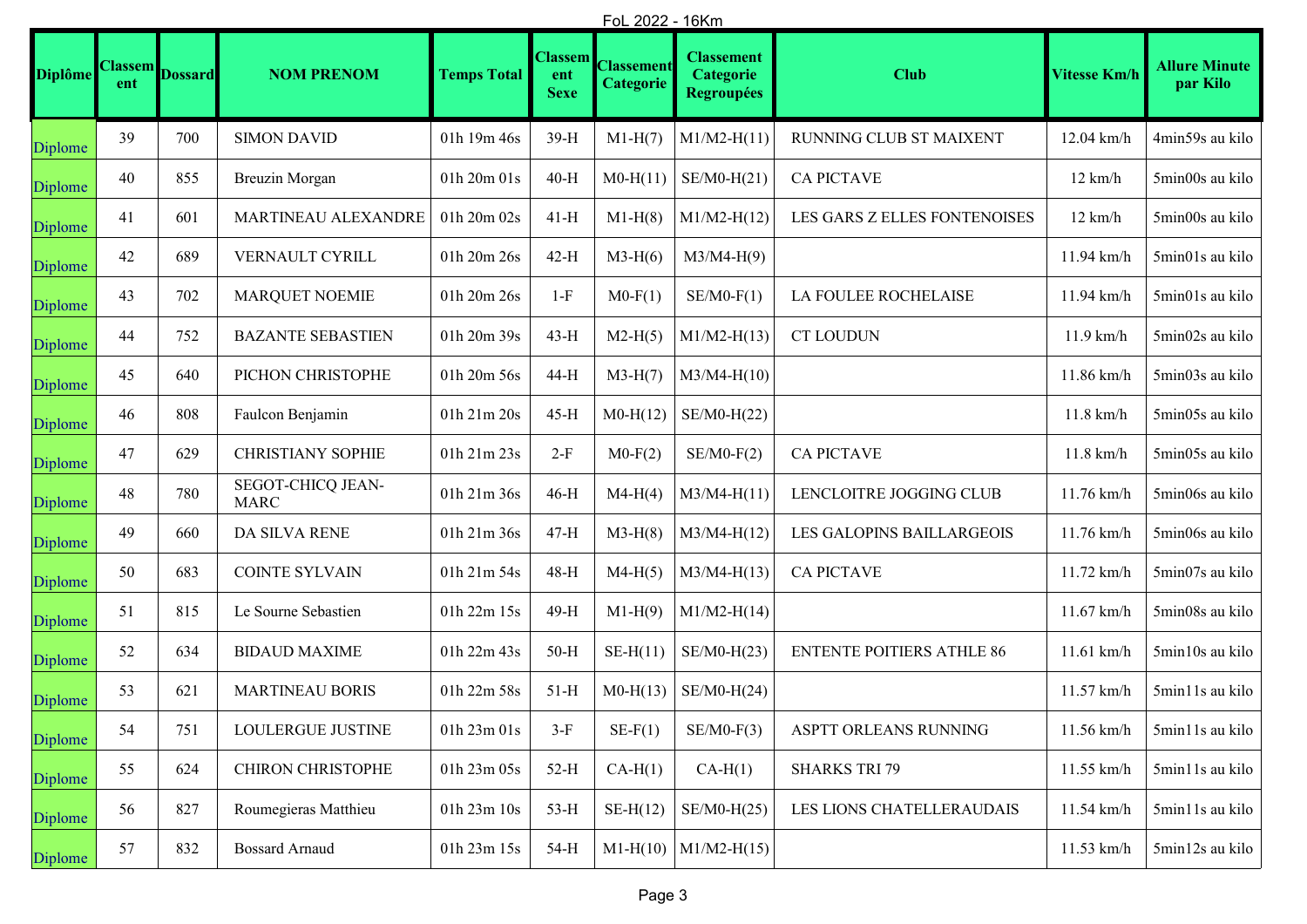FoL 2022 - 16Km

| Diplôme | Classement | Dossard | NOM PRENOM | Temps Total | Classement Sexe | Classement Categorie | Classement Categorie Regroupées | Club | Vitesse Km/h | Allure Minute par Kilo |
|---|---|---|---|---|---|---|---|---|---|---|
| Diplome | 39 | 700 | SIMON DAVID | 01h 19m 46s | 39-H | M1-H(7) | M1/M2-H(11) | RUNNING CLUB ST MAIXENT | 12.04 km/h | 4min59s au kilo |
| Diplome | 40 | 855 | Breuzin Morgan | 01h 20m 01s | 40-H | M0-H(11) | SE/M0-H(21) | CA PICTAVE | 12 km/h | 5min00s au kilo |
| Diplome | 41 | 601 | MARTINEAU ALEXANDRE | 01h 20m 02s | 41-H | M1-H(8) | M1/M2-H(12) | LES GARS Z ELLES FONTENOISES | 12 km/h | 5min00s au kilo |
| Diplome | 42 | 689 | VERNAULT CYRILL | 01h 20m 26s | 42-H | M3-H(6) | M3/M4-H(9) | | 11.94 km/h | 5min01s au kilo |
| Diplome | 43 | 702 | MARQUET NOEMIE | 01h 20m 26s | 1-F | M0-F(1) | SE/M0-F(1) | LA FOULEE ROCHELAISE | 11.94 km/h | 5min01s au kilo |
| Diplome | 44 | 752 | BAZANTE SEBASTIEN | 01h 20m 39s | 43-H | M2-H(5) | M1/M2-H(13) | CT LOUDUN | 11.9 km/h | 5min02s au kilo |
| Diplome | 45 | 640 | PICHON CHRISTOPHE | 01h 20m 56s | 44-H | M3-H(7) | M3/M4-H(10) | | 11.86 km/h | 5min03s au kilo |
| Diplome | 46 | 808 | Faulcon Benjamin | 01h 21m 20s | 45-H | M0-H(12) | SE/M0-H(22) | | 11.8 km/h | 5min05s au kilo |
| Diplome | 47 | 629 | CHRISTIANY SOPHIE | 01h 21m 23s | 2-F | M0-F(2) | SE/M0-F(2) | CA PICTAVE | 11.8 km/h | 5min05s au kilo |
| Diplome | 48 | 780 | SEGOT-CHICQ JEAN-MARC | 01h 21m 36s | 46-H | M4-H(4) | M3/M4-H(11) | LENCLOITRE JOGGING CLUB | 11.76 km/h | 5min06s au kilo |
| Diplome | 49 | 660 | DA SILVA RENE | 01h 21m 36s | 47-H | M3-H(8) | M3/M4-H(12) | LES GALOPINS BAILLARGEOIS | 11.76 km/h | 5min06s au kilo |
| Diplome | 50 | 683 | COINTE SYLVAIN | 01h 21m 54s | 48-H | M4-H(5) | M3/M4-H(13) | CA PICTAVE | 11.72 km/h | 5min07s au kilo |
| Diplome | 51 | 815 | Le Sourne Sebastien | 01h 22m 15s | 49-H | M1-H(9) | M1/M2-H(14) | | 11.67 km/h | 5min08s au kilo |
| Diplome | 52 | 634 | BIDAUD MAXIME | 01h 22m 43s | 50-H | SE-H(11) | SE/M0-H(23) | ENTENTE POITIERS ATHLE 86 | 11.61 km/h | 5min10s au kilo |
| Diplome | 53 | 621 | MARTINEAU BORIS | 01h 22m 58s | 51-H | M0-H(13) | SE/M0-H(24) | | 11.57 km/h | 5min11s au kilo |
| Diplome | 54 | 751 | LOULERGUE JUSTINE | 01h 23m 01s | 3-F | SE-F(1) | SE/M0-F(3) | ASPTT ORLEANS RUNNING | 11.56 km/h | 5min11s au kilo |
| Diplome | 55 | 624 | CHIRON CHRISTOPHE | 01h 23m 05s | 52-H | CA-H(1) | CA-H(1) | SHARKS TRI 79 | 11.55 km/h | 5min11s au kilo |
| Diplome | 56 | 827 | Roumegieras Matthieu | 01h 23m 10s | 53-H | SE-H(12) | SE/M0-H(25) | LES LIONS CHATELLERAUDAIS | 11.54 km/h | 5min11s au kilo |
| Diplome | 57 | 832 | Bossard Arnaud | 01h 23m 15s | 54-H | M1-H(10) | M1/M2-H(15) | | 11.53 km/h | 5min12s au kilo |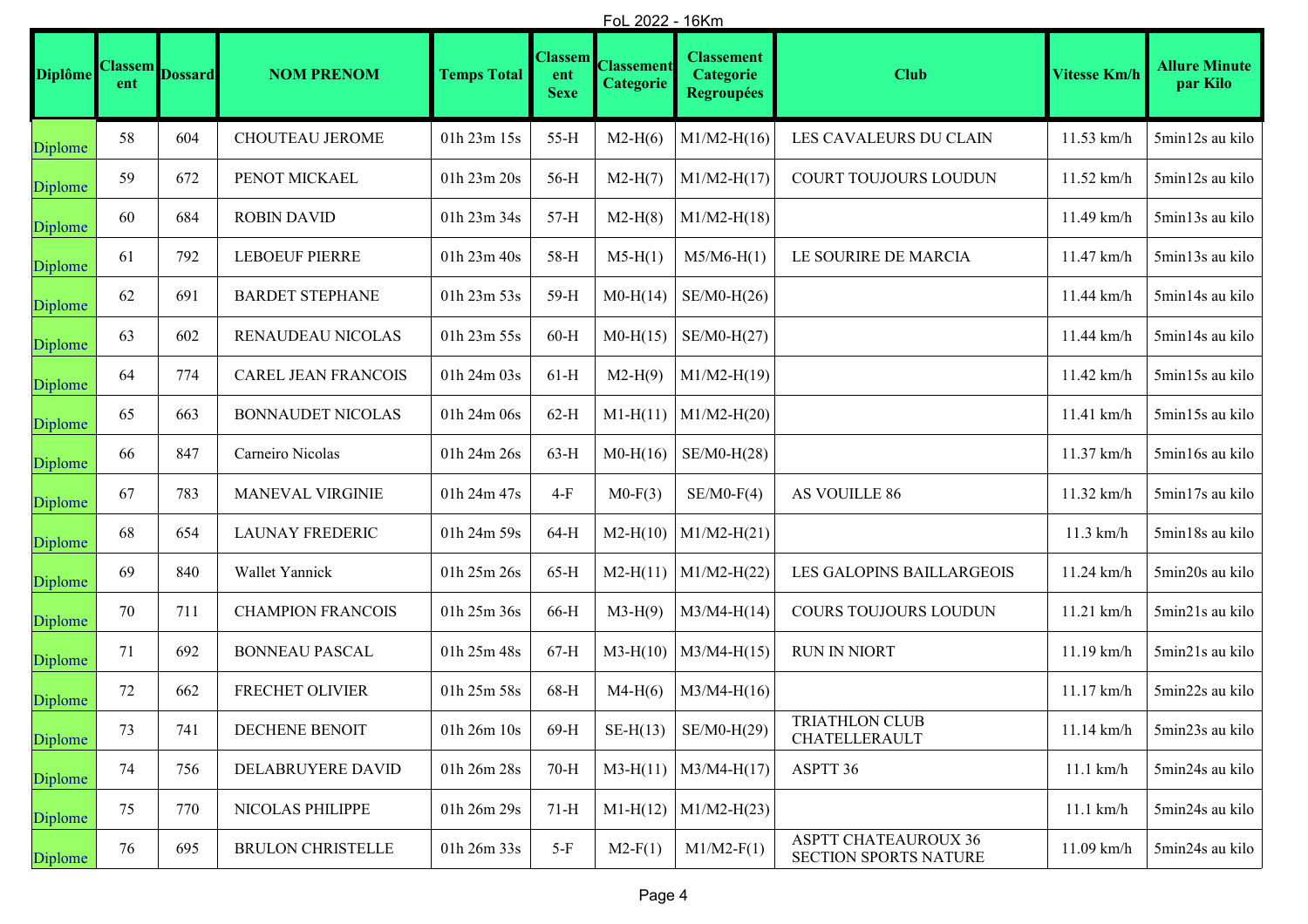FoL 2022 - 16Km

| Diplôme | Classement | Dossard | NOM PRENOM | Temps Total | Classement Sexe | Classement Categorie | Classement Categorie Regroupées | Club | Vitesse Km/h | Allure Minute par Kilo |
|---|---|---|---|---|---|---|---|---|---|---|
| Diplome | 58 | 604 | CHOUTEAU JEROME | 01h 23m 15s | 55-H | M2-H(6) | M1/M2-H(16) | LES CAVALEURS DU CLAIN | 11.53 km/h | 5min12s au kilo |
| Diplome | 59 | 672 | PENOT MICKAEL | 01h 23m 20s | 56-H | M2-H(7) | M1/M2-H(17) | COURT TOUJOURS LOUDUN | 11.52 km/h | 5min12s au kilo |
| Diplome | 60 | 684 | ROBIN DAVID | 01h 23m 34s | 57-H | M2-H(8) | M1/M2-H(18) | | 11.49 km/h | 5min13s au kilo |
| Diplome | 61 | 792 | LEBOEUF PIERRE | 01h 23m 40s | 58-H | M5-H(1) | M5/M6-H(1) | LE SOURIRE DE MARCIA | 11.47 km/h | 5min13s au kilo |
| Diplome | 62 | 691 | BARDET STEPHANE | 01h 23m 53s | 59-H | M0-H(14) | SE/M0-H(26) | | 11.44 km/h | 5min14s au kilo |
| Diplome | 63 | 602 | RENAUDEAU NICOLAS | 01h 23m 55s | 60-H | M0-H(15) | SE/M0-H(27) | | 11.44 km/h | 5min14s au kilo |
| Diplome | 64 | 774 | CAREL JEAN FRANCOIS | 01h 24m 03s | 61-H | M2-H(9) | M1/M2-H(19) | | 11.42 km/h | 5min15s au kilo |
| Diplome | 65 | 663 | BONNAUDET NICOLAS | 01h 24m 06s | 62-H | M1-H(11) | M1/M2-H(20) | | 11.41 km/h | 5min15s au kilo |
| Diplome | 66 | 847 | Carneiro Nicolas | 01h 24m 26s | 63-H | M0-H(16) | SE/M0-H(28) | | 11.37 km/h | 5min16s au kilo |
| Diplome | 67 | 783 | MANEVAL VIRGINIE | 01h 24m 47s | 4-F | M0-F(3) | SE/M0-F(4) | AS VOUILLE 86 | 11.32 km/h | 5min17s au kilo |
| Diplome | 68 | 654 | LAUNAY FREDERIC | 01h 24m 59s | 64-H | M2-H(10) | M1/M2-H(21) | | 11.3 km/h | 5min18s au kilo |
| Diplome | 69 | 840 | Wallet Yannick | 01h 25m 26s | 65-H | M2-H(11) | M1/M2-H(22) | LES GALOPINS BAILLARGEOIS | 11.24 km/h | 5min20s au kilo |
| Diplome | 70 | 711 | CHAMPION FRANCOIS | 01h 25m 36s | 66-H | M3-H(9) | M3/M4-H(14) | COURS TOUJOURS LOUDUN | 11.21 km/h | 5min21s au kilo |
| Diplome | 71 | 692 | BONNEAU PASCAL | 01h 25m 48s | 67-H | M3-H(10) | M3/M4-H(15) | RUN IN NIORT | 11.19 km/h | 5min21s au kilo |
| Diplome | 72 | 662 | FRECHET OLIVIER | 01h 25m 58s | 68-H | M4-H(6) | M3/M4-H(16) | | 11.17 km/h | 5min22s au kilo |
| Diplome | 73 | 741 | DECHENE BENOIT | 01h 26m 10s | 69-H | SE-H(13) | SE/M0-H(29) | TRIATHLON CLUB CHATELLERAULT | 11.14 km/h | 5min23s au kilo |
| Diplome | 74 | 756 | DELABRUYERE DAVID | 01h 26m 28s | 70-H | M3-H(11) | M3/M4-H(17) | ASPTT 36 | 11.1 km/h | 5min24s au kilo |
| Diplome | 75 | 770 | NICOLAS PHILIPPE | 01h 26m 29s | 71-H | M1-H(12) | M1/M2-H(23) | | 11.1 km/h | 5min24s au kilo |
| Diplome | 76 | 695 | BRULON CHRISTELLE | 01h 26m 33s | 5-F | M2-F(1) | M1/M2-F(1) | ASPTT CHATEAUROUX 36 SECTION SPORTS NATURE | 11.09 km/h | 5min24s au kilo |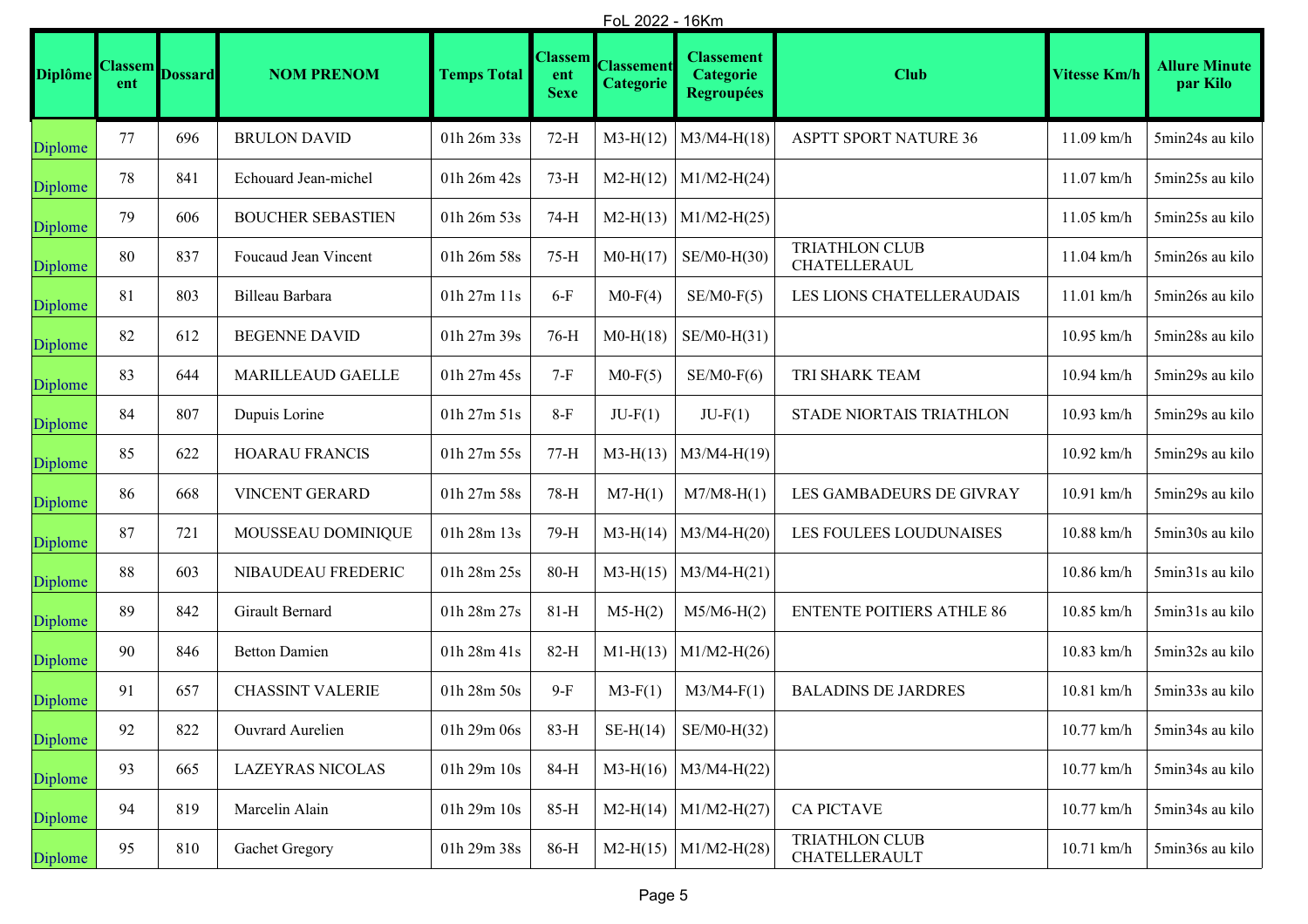FoL 2022 - 16Km

| Diplôme | Classement | Dossard | NOM PRENOM | Temps Total | Classement Sexe | Classement Categorie | Classement Categorie Regroupées | Club | Vitesse Km/h | Allure Minute par Kilo |
|---|---|---|---|---|---|---|---|---|---|---|
| Diplome | 77 | 696 | BRULON DAVID | 01h 26m 33s | 72-H | M3-H(12) | M3/M4-H(18) | ASPTT SPORT NATURE 36 | 11.09 km/h | 5min24s au kilo |
| Diplome | 78 | 841 | Echouard Jean-michel | 01h 26m 42s | 73-H | M2-H(12) | M1/M2-H(24) | | 11.07 km/h | 5min25s au kilo |
| Diplome | 79 | 606 | BOUCHER SEBASTIEN | 01h 26m 53s | 74-H | M2-H(13) | M1/M2-H(25) | | 11.05 km/h | 5min25s au kilo |
| Diplome | 80 | 837 | Foucaud Jean Vincent | 01h 26m 58s | 75-H | M0-H(17) | SE/M0-H(30) | TRIATHLON CLUB CHATELLERAUL | 11.04 km/h | 5min26s au kilo |
| Diplome | 81 | 803 | Billeau Barbara | 01h 27m 11s | 6-F | M0-F(4) | SE/M0-F(5) | LES LIONS CHATELLERAUDAIS | 11.01 km/h | 5min26s au kilo |
| Diplome | 82 | 612 | BEGENNE DAVID | 01h 27m 39s | 76-H | M0-H(18) | SE/M0-H(31) | | 10.95 km/h | 5min28s au kilo |
| Diplome | 83 | 644 | MARILLEAUD GAELLE | 01h 27m 45s | 7-F | M0-F(5) | SE/M0-F(6) | TRI SHARK TEAM | 10.94 km/h | 5min29s au kilo |
| Diplome | 84 | 807 | Dupuis Lorine | 01h 27m 51s | 8-F | JU-F(1) | JU-F(1) | STADE NIORTAIS TRIATHLON | 10.93 km/h | 5min29s au kilo |
| Diplome | 85 | 622 | HOARAU FRANCIS | 01h 27m 55s | 77-H | M3-H(13) | M3/M4-H(19) | | 10.92 km/h | 5min29s au kilo |
| Diplome | 86 | 668 | VINCENT GERARD | 01h 27m 58s | 78-H | M7-H(1) | M7/M8-H(1) | LES GAMBADEURS DE GIVRAY | 10.91 km/h | 5min29s au kilo |
| Diplome | 87 | 721 | MOUSSEAU DOMINIQUE | 01h 28m 13s | 79-H | M3-H(14) | M3/M4-H(20) | LES FOULEES LOUDUNAISES | 10.88 km/h | 5min30s au kilo |
| Diplome | 88 | 603 | NIBAUDEAU FREDERIC | 01h 28m 25s | 80-H | M3-H(15) | M3/M4-H(21) | | 10.86 km/h | 5min31s au kilo |
| Diplome | 89 | 842 | Girault Bernard | 01h 28m 27s | 81-H | M5-H(2) | M5/M6-H(2) | ENTENTE POITIERS ATHLE 86 | 10.85 km/h | 5min31s au kilo |
| Diplome | 90 | 846 | Betton Damien | 01h 28m 41s | 82-H | M1-H(13) | M1/M2-H(26) | | 10.83 km/h | 5min32s au kilo |
| Diplome | 91 | 657 | CHASSINT VALERIE | 01h 28m 50s | 9-F | M3-F(1) | M3/M4-F(1) | BALADINS DE JARDRES | 10.81 km/h | 5min33s au kilo |
| Diplome | 92 | 822 | Ouvrard Aurelien | 01h 29m 06s | 83-H | SE-H(14) | SE/M0-H(32) | | 10.77 km/h | 5min34s au kilo |
| Diplome | 93 | 665 | LAZEYRAS NICOLAS | 01h 29m 10s | 84-H | M3-H(16) | M3/M4-H(22) | | 10.77 km/h | 5min34s au kilo |
| Diplome | 94 | 819 | Marcelin Alain | 01h 29m 10s | 85-H | M2-H(14) | M1/M2-H(27) | CA PICTAVE | 10.77 km/h | 5min34s au kilo |
| Diplome | 95 | 810 | Gachet Gregory | 01h 29m 38s | 86-H | M2-H(15) | M1/M2-H(28) | TRIATHLON CLUB CHATELLERAULT | 10.71 km/h | 5min36s au kilo |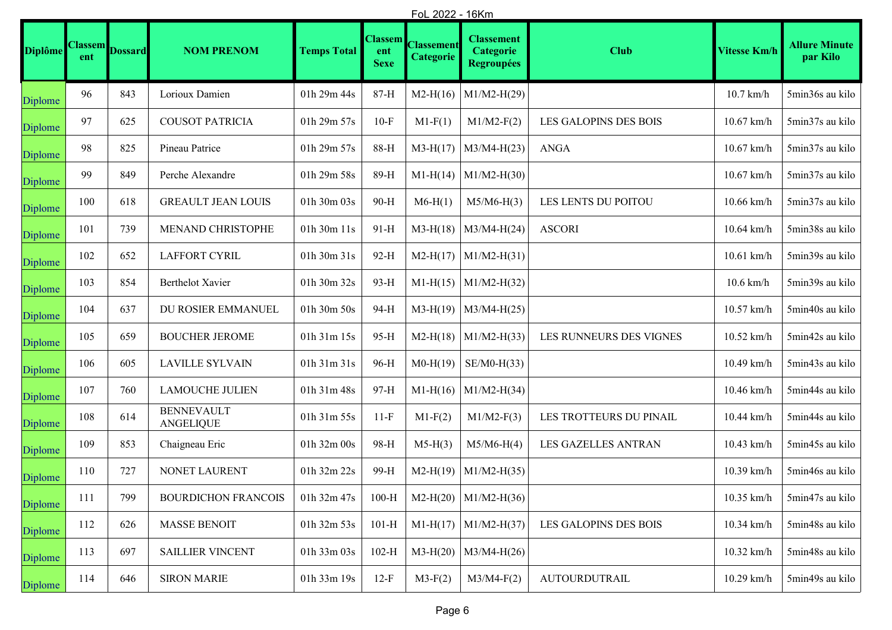FoL 2022 - 16Km

| Diplôme | Classement | Dossard | NOM PRENOM | Temps Total | Classement Sexe | Classement Categorie | Classement Categorie Regroupées | Club | Vitesse Km/h | Allure Minute par Kilo |
|---|---|---|---|---|---|---|---|---|---|---|
| Diplome | 96 | 843 | Lorioux Damien | 01h 29m 44s | 87-H | M2-H(16) | M1/M2-H(29) | | 10.7 km/h | 5min36s au kilo |
| Diplome | 97 | 625 | COUSOT PATRICIA | 01h 29m 57s | 10-F | M1-F(1) | M1/M2-F(2) | LES GALOPINS DES BOIS | 10.67 km/h | 5min37s au kilo |
| Diplome | 98 | 825 | Pineau Patrice | 01h 29m 57s | 88-H | M3-H(17) | M3/M4-H(23) | ANGA | 10.67 km/h | 5min37s au kilo |
| Diplome | 99 | 849 | Perche Alexandre | 01h 29m 58s | 89-H | M1-H(14) | M1/M2-H(30) | | 10.67 km/h | 5min37s au kilo |
| Diplome | 100 | 618 | GREAULT JEAN LOUIS | 01h 30m 03s | 90-H | M6-H(1) | M5/M6-H(3) | LES LENTS DU POITOU | 10.66 km/h | 5min37s au kilo |
| Diplome | 101 | 739 | MENAND CHRISTOPHE | 01h 30m 11s | 91-H | M3-H(18) | M3/M4-H(24) | ASCORI | 10.64 km/h | 5min38s au kilo |
| Diplome | 102 | 652 | LAFFORT CYRIL | 01h 30m 31s | 92-H | M2-H(17) | M1/M2-H(31) | | 10.61 km/h | 5min39s au kilo |
| Diplome | 103 | 854 | Berthelot Xavier | 01h 30m 32s | 93-H | M1-H(15) | M1/M2-H(32) | | 10.6 km/h | 5min39s au kilo |
| Diplome | 104 | 637 | DU ROSIER EMMANUEL | 01h 30m 50s | 94-H | M3-H(19) | M3/M4-H(25) | | 10.57 km/h | 5min40s au kilo |
| Diplome | 105 | 659 | BOUCHER JEROME | 01h 31m 15s | 95-H | M2-H(18) | M1/M2-H(33) | LES RUNNEURS DES VIGNES | 10.52 km/h | 5min42s au kilo |
| Diplome | 106 | 605 | LAVILLE SYLVAIN | 01h 31m 31s | 96-H | M0-H(19) | SE/M0-H(33) | | 10.49 km/h | 5min43s au kilo |
| Diplome | 107 | 760 | LAMOUCHE JULIEN | 01h 31m 48s | 97-H | M1-H(16) | M1/M2-H(34) | | 10.46 km/h | 5min44s au kilo |
| Diplome | 108 | 614 | BENNEVAULT ANGELIQUE | 01h 31m 55s | 11-F | M1-F(2) | M1/M2-F(3) | LES TROTTEURS DU PINAIL | 10.44 km/h | 5min44s au kilo |
| Diplome | 109 | 853 | Chaigneau Eric | 01h 32m 00s | 98-H | M5-H(3) | M5/M6-H(4) | LES GAZELLES ANTRAN | 10.43 km/h | 5min45s au kilo |
| Diplome | 110 | 727 | NONET LAURENT | 01h 32m 22s | 99-H | M2-H(19) | M1/M2-H(35) | | 10.39 km/h | 5min46s au kilo |
| Diplome | 111 | 799 | BOURDICHON FRANCOIS | 01h 32m 47s | 100-H | M2-H(20) | M1/M2-H(36) | | 10.35 km/h | 5min47s au kilo |
| Diplome | 112 | 626 | MASSE BENOIT | 01h 32m 53s | 101-H | M1-H(17) | M1/M2-H(37) | LES GALOPINS DES BOIS | 10.34 km/h | 5min48s au kilo |
| Diplome | 113 | 697 | SAILLIER VINCENT | 01h 33m 03s | 102-H | M3-H(20) | M3/M4-H(26) | | 10.32 km/h | 5min48s au kilo |
| Diplome | 114 | 646 | SIRON MARIE | 01h 33m 19s | 12-F | M3-F(2) | M3/M4-F(2) | AUTOURDUTRAIL | 10.29 km/h | 5min49s au kilo |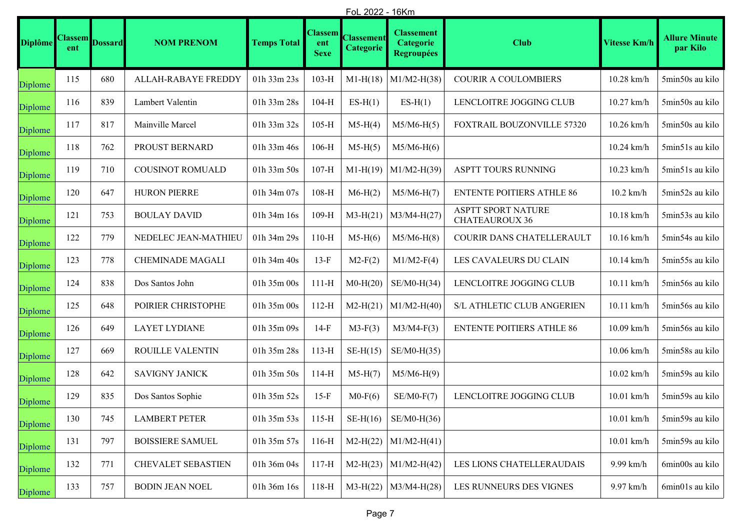FoL 2022 - 16Km

| Diplôme | Classement | Dossard | NOM PRENOM | Temps Total | Classement Sexe | Classement Categorie | Classement Categorie Regroupées | Club | Vitesse Km/h | Allure Minute par Kilo |
|---|---|---|---|---|---|---|---|---|---|---|
| Diplome | 115 | 680 | ALLAH-RABAYE FREDDY | 01h 33m 23s | 103-H | M1-H(18) | M1/M2-H(38) | COURIR A COULOMBIERS | 10.28 km/h | 5min50s au kilo |
| Diplome | 116 | 839 | Lambert Valentin | 01h 33m 28s | 104-H | ES-H(1) | ES-H(1) | LENCLOITRE JOGGING CLUB | 10.27 km/h | 5min50s au kilo |
| Diplome | 117 | 817 | Mainville Marcel | 01h 33m 32s | 105-H | M5-H(4) | M5/M6-H(5) | FOXTRAIL BOUZONVILLE 57320 | 10.26 km/h | 5min50s au kilo |
| Diplome | 118 | 762 | PROUST BERNARD | 01h 33m 46s | 106-H | M5-H(5) | M5/M6-H(6) | | 10.24 km/h | 5min51s au kilo |
| Diplome | 119 | 710 | COUSINOT ROMUALD | 01h 33m 50s | 107-H | M1-H(19) | M1/M2-H(39) | ASPTT TOURS RUNNING | 10.23 km/h | 5min51s au kilo |
| Diplome | 120 | 647 | HURON PIERRE | 01h 34m 07s | 108-H | M6-H(2) | M5/M6-H(7) | ENTENTE POITIERS ATHLE 86 | 10.2 km/h | 5min52s au kilo |
| Diplome | 121 | 753 | BOULAY DAVID | 01h 34m 16s | 109-H | M3-H(21) | M3/M4-H(27) | ASPTT SPORT NATURE CHATEAUROUX 36 | 10.18 km/h | 5min53s au kilo |
| Diplome | 122 | 779 | NEDELEC JEAN-MATHIEU | 01h 34m 29s | 110-H | M5-H(6) | M5/M6-H(8) | COURIR DANS CHATELLERAULT | 10.16 km/h | 5min54s au kilo |
| Diplome | 123 | 778 | CHEMINADE MAGALI | 01h 34m 40s | 13-F | M2-F(2) | M1/M2-F(4) | LES CAVALEURS DU CLAIN | 10.14 km/h | 5min55s au kilo |
| Diplome | 124 | 838 | Dos Santos John | 01h 35m 00s | 111-H | M0-H(20) | SE/M0-H(34) | LENCLOITRE JOGGING CLUB | 10.11 km/h | 5min56s au kilo |
| Diplome | 125 | 648 | POIRIER CHRISTOPHE | 01h 35m 00s | 112-H | M2-H(21) | M1/M2-H(40) | S/L ATHLETIC CLUB ANGERIEN | 10.11 km/h | 5min56s au kilo |
| Diplome | 126 | 649 | LAYET LYDIANE | 01h 35m 09s | 14-F | M3-F(3) | M3/M4-F(3) | ENTENTE POITIERS ATHLE 86 | 10.09 km/h | 5min56s au kilo |
| Diplome | 127 | 669 | ROUILLE VALENTIN | 01h 35m 28s | 113-H | SE-H(15) | SE/M0-H(35) | | 10.06 km/h | 5min58s au kilo |
| Diplome | 128 | 642 | SAVIGNY JANICK | 01h 35m 50s | 114-H | M5-H(7) | M5/M6-H(9) | | 10.02 km/h | 5min59s au kilo |
| Diplome | 129 | 835 | Dos Santos Sophie | 01h 35m 52s | 15-F | M0-F(6) | SE/M0-F(7) | LENCLOITRE JOGGING CLUB | 10.01 km/h | 5min59s au kilo |
| Diplome | 130 | 745 | LAMBERT PETER | 01h 35m 53s | 115-H | SE-H(16) | SE/M0-H(36) | | 10.01 km/h | 5min59s au kilo |
| Diplome | 131 | 797 | BOISSIERE SAMUEL | 01h 35m 57s | 116-H | M2-H(22) | M1/M2-H(41) | | 10.01 km/h | 5min59s au kilo |
| Diplome | 132 | 771 | CHEVALET SEBASTIEN | 01h 36m 04s | 117-H | M2-H(23) | M1/M2-H(42) | LES LIONS CHATELLERAUDAIS | 9.99 km/h | 6min00s au kilo |
| Diplome | 133 | 757 | BODIN JEAN NOEL | 01h 36m 16s | 118-H | M3-H(22) | M3/M4-H(28) | LES RUNNEURS DES VIGNES | 9.97 km/h | 6min01s au kilo |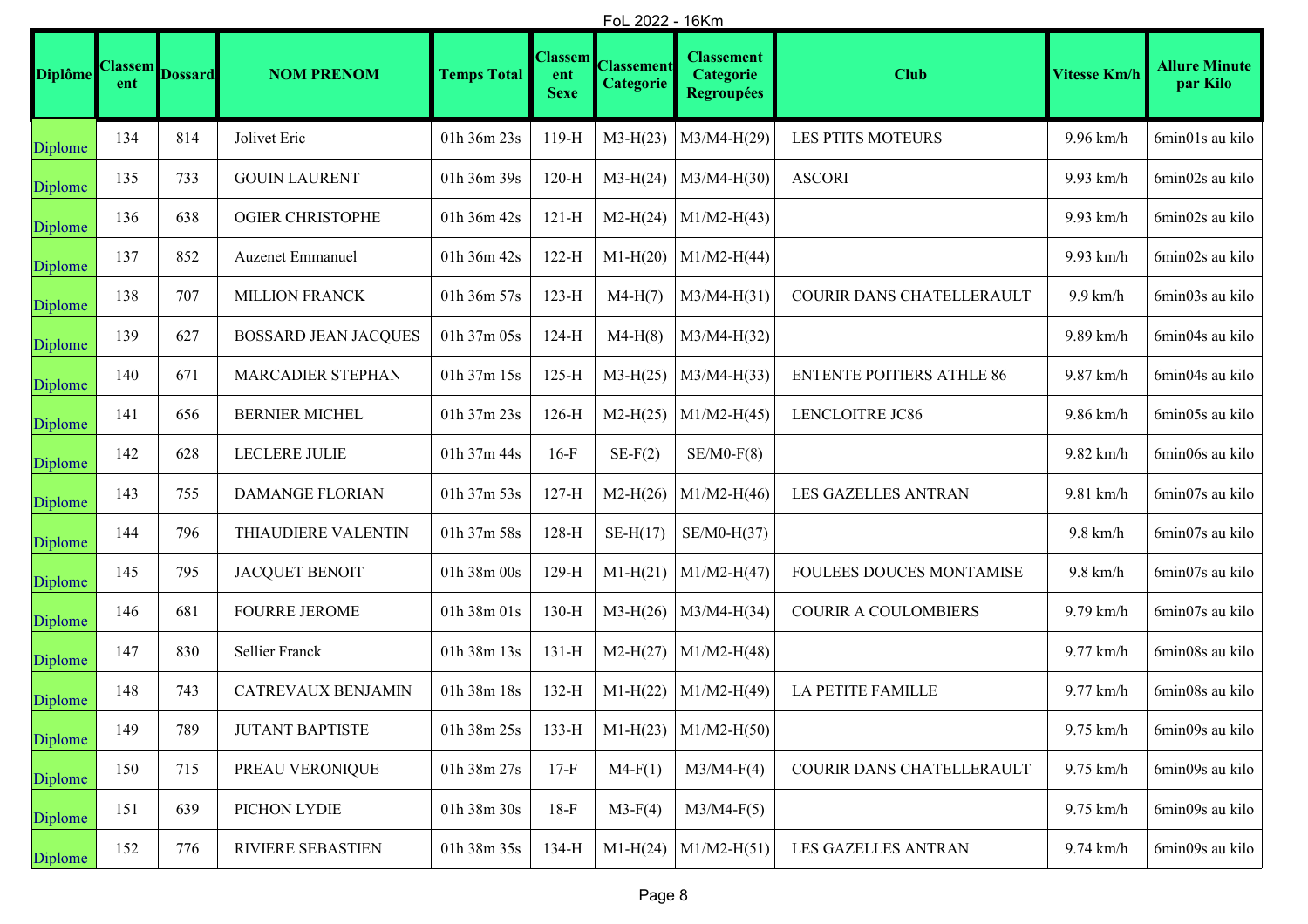FoL 2022 - 16Km

| Diplôme | Classement | Dossard | NOM PRENOM | Temps Total | Classement Sexe | Classement Categorie | Classement Categorie Regroupées | Club | Vitesse Km/h | Allure Minute par Kilo |
|---|---|---|---|---|---|---|---|---|---|---|
| Diplome | 134 | 814 | Jolivet Eric | 01h 36m 23s | 119-H | M3-H(23) | M3/M4-H(29) | LES PTITS MOTEURS | 9.96 km/h | 6min01s au kilo |
| Diplome | 135 | 733 | GOUIN LAURENT | 01h 36m 39s | 120-H | M3-H(24) | M3/M4-H(30) | ASCORI | 9.93 km/h | 6min02s au kilo |
| Diplome | 136 | 638 | OGIER CHRISTOPHE | 01h 36m 42s | 121-H | M2-H(24) | M1/M2-H(43) | | 9.93 km/h | 6min02s au kilo |
| Diplome | 137 | 852 | Auzenet Emmanuel | 01h 36m 42s | 122-H | M1-H(20) | M1/M2-H(44) | | 9.93 km/h | 6min02s au kilo |
| Diplome | 138 | 707 | MILLION FRANCK | 01h 36m 57s | 123-H | M4-H(7) | M3/M4-H(31) | COURIR DANS CHATELLERAULT | 9.9 km/h | 6min03s au kilo |
| Diplome | 139 | 627 | BOSSARD JEAN JACQUES | 01h 37m 05s | 124-H | M4-H(8) | M3/M4-H(32) | | 9.89 km/h | 6min04s au kilo |
| Diplome | 140 | 671 | MARCADIER STEPHAN | 01h 37m 15s | 125-H | M3-H(25) | M3/M4-H(33) | ENTENTE POITIERS ATHLE 86 | 9.87 km/h | 6min04s au kilo |
| Diplome | 141 | 656 | BERNIER MICHEL | 01h 37m 23s | 126-H | M2-H(25) | M1/M2-H(45) | LENCLOITRE JC86 | 9.86 km/h | 6min05s au kilo |
| Diplome | 142 | 628 | LECLERE JULIE | 01h 37m 44s | 16-F | SE-F(2) | SE/M0-F(8) | | 9.82 km/h | 6min06s au kilo |
| Diplome | 143 | 755 | DAMANGE FLORIAN | 01h 37m 53s | 127-H | M2-H(26) | M1/M2-H(46) | LES GAZELLES ANTRAN | 9.81 km/h | 6min07s au kilo |
| Diplome | 144 | 796 | THIAUDIERE VALENTIN | 01h 37m 58s | 128-H | SE-H(17) | SE/M0-H(37) | | 9.8 km/h | 6min07s au kilo |
| Diplome | 145 | 795 | JACQUET BENOIT | 01h 38m 00s | 129-H | M1-H(21) | M1/M2-H(47) | FOULEES DOUCES MONTAMISE | 9.8 km/h | 6min07s au kilo |
| Diplome | 146 | 681 | FOURRE JEROME | 01h 38m 01s | 130-H | M3-H(26) | M3/M4-H(34) | COURIR A COULOMBIERS | 9.79 km/h | 6min07s au kilo |
| Diplome | 147 | 830 | Sellier Franck | 01h 38m 13s | 131-H | M2-H(27) | M1/M2-H(48) | | 9.77 km/h | 6min08s au kilo |
| Diplome | 148 | 743 | CATREVAUX BENJAMIN | 01h 38m 18s | 132-H | M1-H(22) | M1/M2-H(49) | LA PETITE FAMILLE | 9.77 km/h | 6min08s au kilo |
| Diplome | 149 | 789 | JUTANT BAPTISTE | 01h 38m 25s | 133-H | M1-H(23) | M1/M2-H(50) | | 9.75 km/h | 6min09s au kilo |
| Diplome | 150 | 715 | PREAU VERONIQUE | 01h 38m 27s | 17-F | M4-F(1) | M3/M4-F(4) | COURIR DANS CHATELLERAULT | 9.75 km/h | 6min09s au kilo |
| Diplome | 151 | 639 | PICHON LYDIE | 01h 38m 30s | 18-F | M3-F(4) | M3/M4-F(5) | | 9.75 km/h | 6min09s au kilo |
| Diplome | 152 | 776 | RIVIERE SEBASTIEN | 01h 38m 35s | 134-H | M1-H(24) | M1/M2-H(51) | LES GAZELLES ANTRAN | 9.74 km/h | 6min09s au kilo |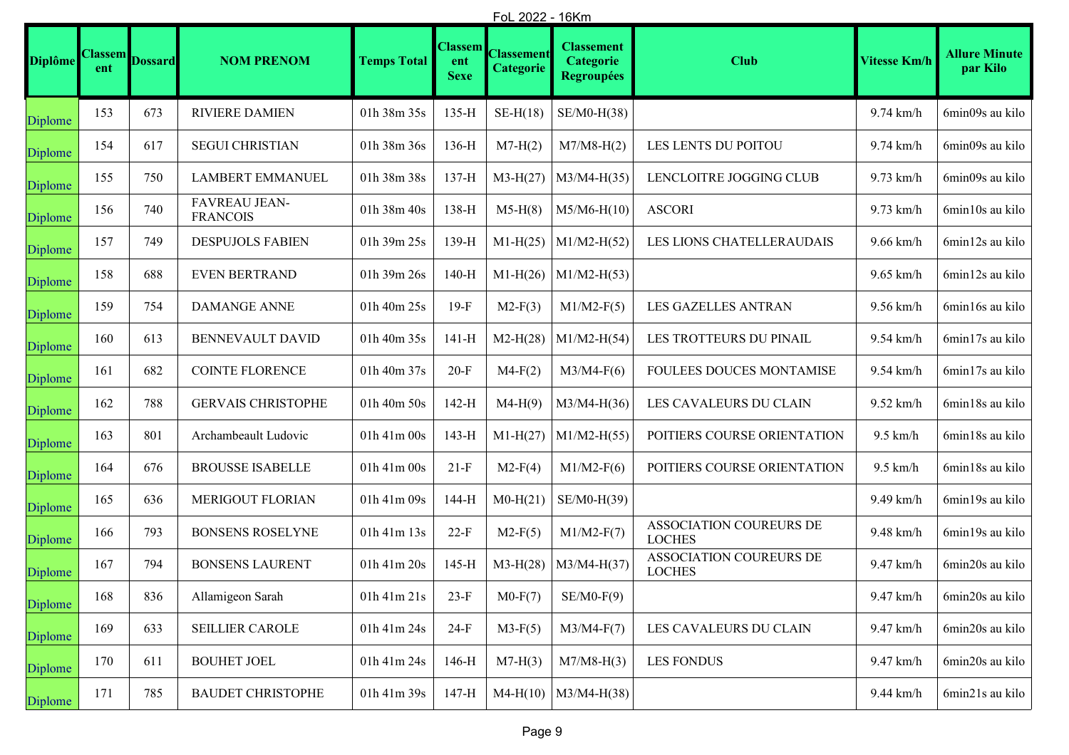FoL 2022 - 16Km

| Diplôme | Classement | Dossard | NOM PRENOM | Temps Total | Classement Sexe | Classement Categorie | Classement Categorie Regroupées | Club | Vitesse Km/h | Allure Minute par Kilo |
|---|---|---|---|---|---|---|---|---|---|---|
| Diplome | 153 | 673 | RIVIERE DAMIEN | 01h 38m 35s | 135-H | SE-H(18) | SE/M0-H(38) | | 9.74 km/h | 6min09s au kilo |
| Diplome | 154 | 617 | SEGUI CHRISTIAN | 01h 38m 36s | 136-H | M7-H(2) | M7/M8-H(2) | LES LENTS DU POITOU | 9.74 km/h | 6min09s au kilo |
| Diplome | 155 | 750 | LAMBERT EMMANUEL | 01h 38m 38s | 137-H | M3-H(27) | M3/M4-H(35) | LENCLOITRE JOGGING CLUB | 9.73 km/h | 6min09s au kilo |
| Diplome | 156 | 740 | FAVREAU JEAN-FRANCOIS | 01h 38m 40s | 138-H | M5-H(8) | M5/M6-H(10) | ASCORI | 9.73 km/h | 6min10s au kilo |
| Diplome | 157 | 749 | DESPUJOLS FABIEN | 01h 39m 25s | 139-H | M1-H(25) | M1/M2-H(52) | LES LIONS CHATELLERAUDAIS | 9.66 km/h | 6min12s au kilo |
| Diplome | 158 | 688 | EVEN BERTRAND | 01h 39m 26s | 140-H | M1-H(26) | M1/M2-H(53) | | 9.65 km/h | 6min12s au kilo |
| Diplome | 159 | 754 | DAMANGE ANNE | 01h 40m 25s | 19-F | M2-F(3) | M1/M2-F(5) | LES GAZELLES ANTRAN | 9.56 km/h | 6min16s au kilo |
| Diplome | 160 | 613 | BENNEVAULT DAVID | 01h 40m 35s | 141-H | M2-H(28) | M1/M2-H(54) | LES TROTTEURS DU PINAIL | 9.54 km/h | 6min17s au kilo |
| Diplome | 161 | 682 | COINTE FLORENCE | 01h 40m 37s | 20-F | M4-F(2) | M3/M4-F(6) | FOULEES DOUCES MONTAMISE | 9.54 km/h | 6min17s au kilo |
| Diplome | 162 | 788 | GERVAIS CHRISTOPHE | 01h 40m 50s | 142-H | M4-H(9) | M3/M4-H(36) | LES CAVALEURS DU CLAIN | 9.52 km/h | 6min18s au kilo |
| Diplome | 163 | 801 | Archambeault Ludovic | 01h 41m 00s | 143-H | M1-H(27) | M1/M2-H(55) | POITIERS COURSE ORIENTATION | 9.5 km/h | 6min18s au kilo |
| Diplome | 164 | 676 | BROUSSE ISABELLE | 01h 41m 00s | 21-F | M2-F(4) | M1/M2-F(6) | POITIERS COURSE ORIENTATION | 9.5 km/h | 6min18s au kilo |
| Diplome | 165 | 636 | MERIGOUT FLORIAN | 01h 41m 09s | 144-H | M0-H(21) | SE/M0-H(39) | | 9.49 km/h | 6min19s au kilo |
| Diplome | 166 | 793 | BONSENS ROSELYNE | 01h 41m 13s | 22-F | M2-F(5) | M1/M2-F(7) | ASSOCIATION COUREURS DE LOCHES | 9.48 km/h | 6min19s au kilo |
| Diplome | 167 | 794 | BONSENS LAURENT | 01h 41m 20s | 145-H | M3-H(28) | M3/M4-H(37) | ASSOCIATION COUREURS DE LOCHES | 9.47 km/h | 6min20s au kilo |
| Diplome | 168 | 836 | Allamigeon Sarah | 01h 41m 21s | 23-F | M0-F(7) | SE/M0-F(9) | | 9.47 km/h | 6min20s au kilo |
| Diplome | 169 | 633 | SEILLIER CAROLE | 01h 41m 24s | 24-F | M3-F(5) | M3/M4-F(7) | LES CAVALEURS DU CLAIN | 9.47 km/h | 6min20s au kilo |
| Diplome | 170 | 611 | BOUHET JOEL | 01h 41m 24s | 146-H | M7-H(3) | M7/M8-H(3) | LES FONDUS | 9.47 km/h | 6min20s au kilo |
| Diplome | 171 | 785 | BAUDET CHRISTOPHE | 01h 41m 39s | 147-H | M4-H(10) | M3/M4-H(38) | | 9.44 km/h | 6min21s au kilo |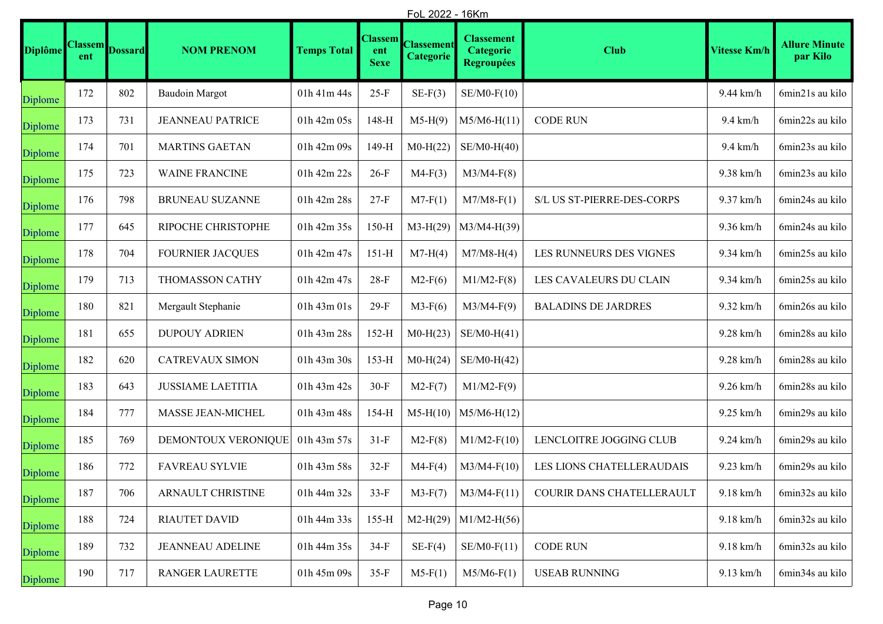FoL 2022 - 16Km

| Diplôme | Classement | Dossard | NOM PRENOM | Temps Total | Classement Sexe | Classement Categorie | Classement Categorie Regroupées | Club | Vitesse Km/h | Allure Minute par Kilo |
|---|---|---|---|---|---|---|---|---|---|---|
| Diplome | 172 | 802 | Baudoin Margot | 01h 41m 44s | 25-F | SE-F(3) | SE/M0-F(10) | | 9.44 km/h | 6min21s au kilo |
| Diplome | 173 | 731 | JEANNEAU PATRICE | 01h 42m 05s | 148-H | M5-H(9) | M5/M6-H(11) | CODE RUN | 9.4 km/h | 6min22s au kilo |
| Diplome | 174 | 701 | MARTINS GAETAN | 01h 42m 09s | 149-H | M0-H(22) | SE/M0-H(40) | | 9.4 km/h | 6min23s au kilo |
| Diplome | 175 | 723 | WAINE FRANCINE | 01h 42m 22s | 26-F | M4-F(3) | M3/M4-F(8) | | 9.38 km/h | 6min23s au kilo |
| Diplome | 176 | 798 | BRUNEAU SUZANNE | 01h 42m 28s | 27-F | M7-F(1) | M7/M8-F(1) | S/L US ST-PIERRE-DES-CORPS | 9.37 km/h | 6min24s au kilo |
| Diplome | 177 | 645 | RIPOCHE CHRISTOPHE | 01h 42m 35s | 150-H | M3-H(29) | M3/M4-H(39) | | 9.36 km/h | 6min24s au kilo |
| Diplome | 178 | 704 | FOURNIER JACQUES | 01h 42m 47s | 151-H | M7-H(4) | M7/M8-H(4) | LES RUNNEURS DES VIGNES | 9.34 km/h | 6min25s au kilo |
| Diplome | 179 | 713 | THOMASSON CATHY | 01h 42m 47s | 28-F | M2-F(6) | M1/M2-F(8) | LES CAVALEURS DU CLAIN | 9.34 km/h | 6min25s au kilo |
| Diplome | 180 | 821 | Mergault Stephanie | 01h 43m 01s | 29-F | M3-F(6) | M3/M4-F(9) | BALADINS DE JARDRES | 9.32 km/h | 6min26s au kilo |
| Diplome | 181 | 655 | DUPOUY ADRIEN | 01h 43m 28s | 152-H | M0-H(23) | SE/M0-H(41) | | 9.28 km/h | 6min28s au kilo |
| Diplome | 182 | 620 | CATREVAUX SIMON | 01h 43m 30s | 153-H | M0-H(24) | SE/M0-H(42) | | 9.28 km/h | 6min28s au kilo |
| Diplome | 183 | 643 | JUSSIAME LAETITIA | 01h 43m 42s | 30-F | M2-F(7) | M1/M2-F(9) | | 9.26 km/h | 6min28s au kilo |
| Diplome | 184 | 777 | MASSE JEAN-MICHEL | 01h 43m 48s | 154-H | M5-H(10) | M5/M6-H(12) | | 9.25 km/h | 6min29s au kilo |
| Diplome | 185 | 769 | DEMONTOUX VERONIQUE | 01h 43m 57s | 31-F | M2-F(8) | M1/M2-F(10) | LENCLOITRE JOGGING CLUB | 9.24 km/h | 6min29s au kilo |
| Diplome | 186 | 772 | FAVREAU SYLVIE | 01h 43m 58s | 32-F | M4-F(4) | M3/M4-F(10) | LES LIONS CHATELLERAUDAIS | 9.23 km/h | 6min29s au kilo |
| Diplome | 187 | 706 | ARNAULT CHRISTINE | 01h 44m 32s | 33-F | M3-F(7) | M3/M4-F(11) | COURIR DANS CHATELLERAULT | 9.18 km/h | 6min32s au kilo |
| Diplome | 188 | 724 | RIAUTET DAVID | 01h 44m 33s | 155-H | M2-H(29) | M1/M2-H(56) | | 9.18 km/h | 6min32s au kilo |
| Diplome | 189 | 732 | JEANNEAU ADELINE | 01h 44m 35s | 34-F | SE-F(4) | SE/M0-F(11) | CODE RUN | 9.18 km/h | 6min32s au kilo |
| Diplome | 190 | 717 | RANGER LAURETTE | 01h 45m 09s | 35-F | M5-F(1) | M5/M6-F(1) | USEAB RUNNING | 9.13 km/h | 6min34s au kilo |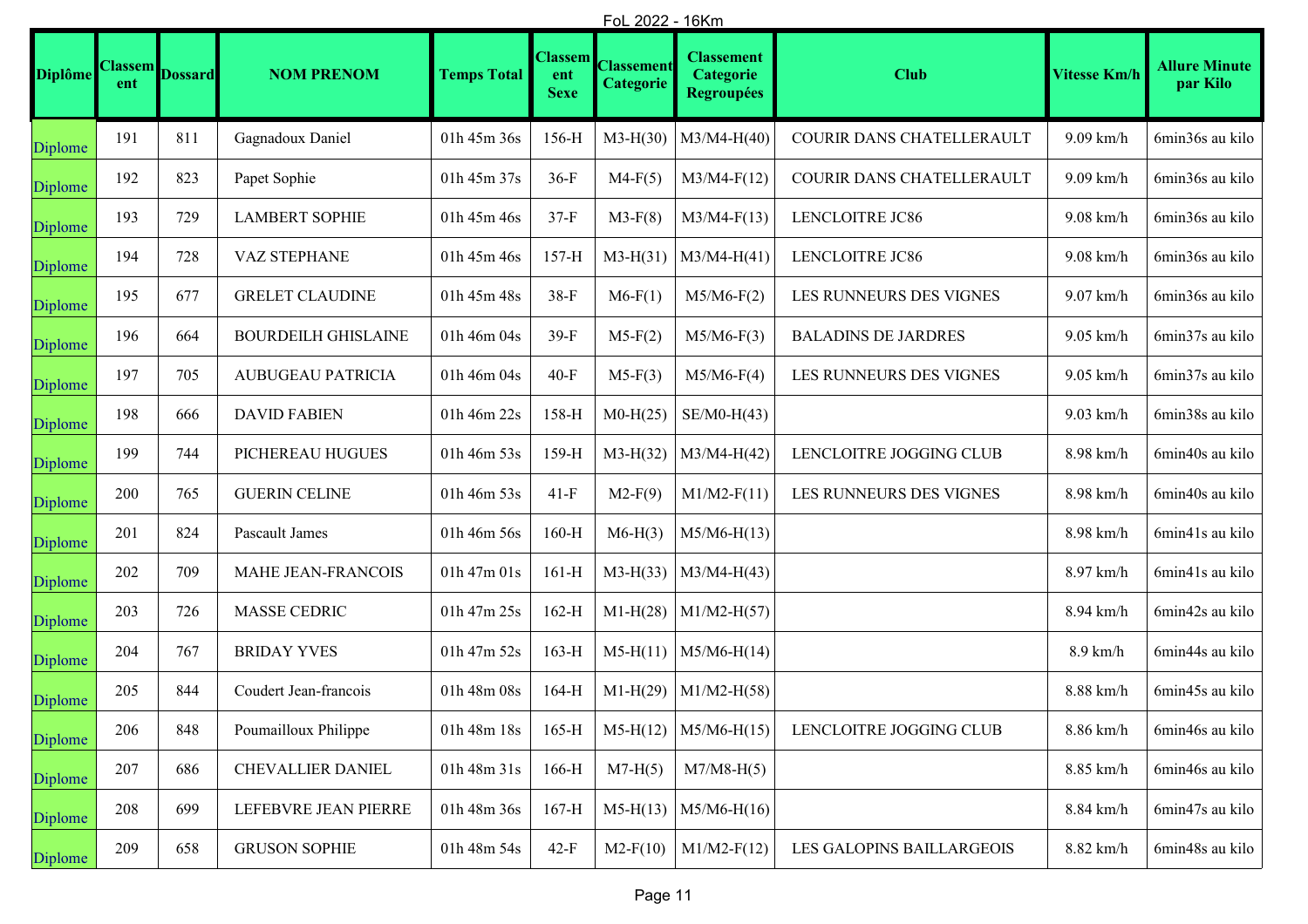FoL 2022 - 16Km

| Diplôme | Classement | Dossard | NOM PRENOM | Temps Total | Classement Sexe | Classement Categorie | Classement Categorie Regroupées | Club | Vitesse Km/h | Allure Minute par Kilo |
|---|---|---|---|---|---|---|---|---|---|---|
| Diplome | 191 | 811 | Gagnadoux Daniel | 01h 45m 36s | 156-H | M3-H(30) | M3/M4-H(40) | COURIR DANS CHATELLERAULT | 9.09 km/h | 6min36s au kilo |
| Diplome | 192 | 823 | Papet Sophie | 01h 45m 37s | 36-F | M4-F(5) | M3/M4-F(12) | COURIR DANS CHATELLERAULT | 9.09 km/h | 6min36s au kilo |
| Diplome | 193 | 729 | LAMBERT SOPHIE | 01h 45m 46s | 37-F | M3-F(8) | M3/M4-F(13) | LENCLOITRE JC86 | 9.08 km/h | 6min36s au kilo |
| Diplome | 194 | 728 | VAZ STEPHANE | 01h 45m 46s | 157-H | M3-H(31) | M3/M4-H(41) | LENCLOITRE JC86 | 9.08 km/h | 6min36s au kilo |
| Diplome | 195 | 677 | GRELET CLAUDINE | 01h 45m 48s | 38-F | M6-F(1) | M5/M6-F(2) | LES RUNNEURS DES VIGNES | 9.07 km/h | 6min36s au kilo |
| Diplome | 196 | 664 | BOURDEILH GHISLAINE | 01h 46m 04s | 39-F | M5-F(2) | M5/M6-F(3) | BALADINS DE JARDRES | 9.05 km/h | 6min37s au kilo |
| Diplome | 197 | 705 | AUBUGEAU PATRICIA | 01h 46m 04s | 40-F | M5-F(3) | M5/M6-F(4) | LES RUNNEURS DES VIGNES | 9.05 km/h | 6min37s au kilo |
| Diplome | 198 | 666 | DAVID FABIEN | 01h 46m 22s | 158-H | M0-H(25) | SE/M0-H(43) | | 9.03 km/h | 6min38s au kilo |
| Diplome | 199 | 744 | PICHEREAU HUGUES | 01h 46m 53s | 159-H | M3-H(32) | M3/M4-H(42) | LENCLOITRE JOGGING CLUB | 8.98 km/h | 6min40s au kilo |
| Diplome | 200 | 765 | GUERIN CELINE | 01h 46m 53s | 41-F | M2-F(9) | M1/M2-F(11) | LES RUNNEURS DES VIGNES | 8.98 km/h | 6min40s au kilo |
| Diplome | 201 | 824 | Pascault James | 01h 46m 56s | 160-H | M6-H(3) | M5/M6-H(13) | | 8.98 km/h | 6min41s au kilo |
| Diplome | 202 | 709 | MAHE JEAN-FRANCOIS | 01h 47m 01s | 161-H | M3-H(33) | M3/M4-H(43) | | 8.97 km/h | 6min41s au kilo |
| Diplome | 203 | 726 | MASSE CEDRIC | 01h 47m 25s | 162-H | M1-H(28) | M1/M2-H(57) | | 8.94 km/h | 6min42s au kilo |
| Diplome | 204 | 767 | BRIDAY YVES | 01h 47m 52s | 163-H | M5-H(11) | M5/M6-H(14) | | 8.9 km/h | 6min44s au kilo |
| Diplome | 205 | 844 | Coudert Jean-francois | 01h 48m 08s | 164-H | M1-H(29) | M1/M2-H(58) | | 8.88 km/h | 6min45s au kilo |
| Diplome | 206 | 848 | Poumailloux Philippe | 01h 48m 18s | 165-H | M5-H(12) | M5/M6-H(15) | LENCLOITRE JOGGING CLUB | 8.86 km/h | 6min46s au kilo |
| Diplome | 207 | 686 | CHEVALLIER DANIEL | 01h 48m 31s | 166-H | M7-H(5) | M7/M8-H(5) | | 8.85 km/h | 6min46s au kilo |
| Diplome | 208 | 699 | LEFEBVRE JEAN PIERRE | 01h 48m 36s | 167-H | M5-H(13) | M5/M6-H(16) | | 8.84 km/h | 6min47s au kilo |
| Diplome | 209 | 658 | GRUSON SOPHIE | 01h 48m 54s | 42-F | M2-F(10) | M1/M2-F(12) | LES GALOPINS BAILLARGEOIS | 8.82 km/h | 6min48s au kilo |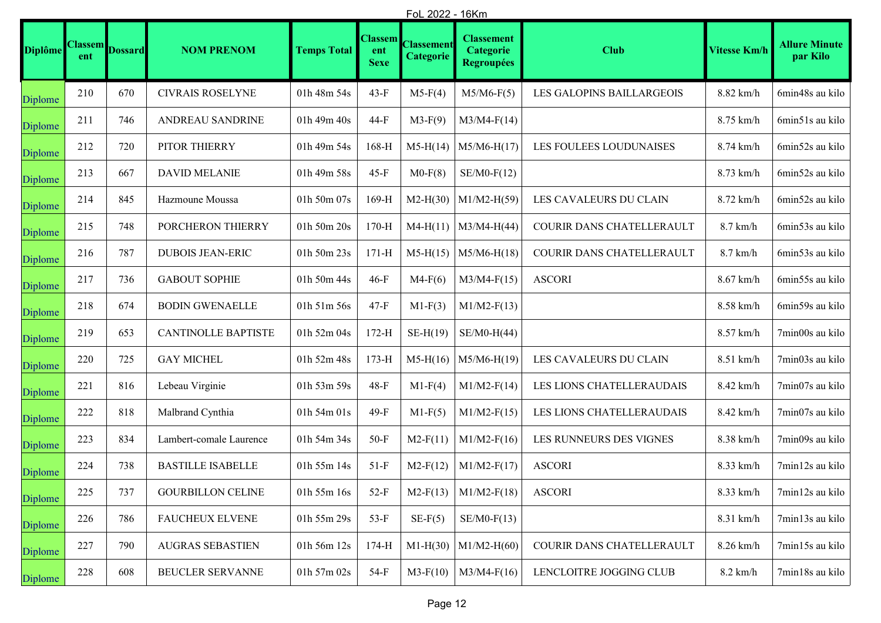FoL 2022 - 16Km

| Diplôme | Classement | Dossard | NOM PRENOM | Temps Total | Classement Sexe | Classement Categorie | Classement Categorie Regroupées | Club | Vitesse Km/h | Allure Minute par Kilo |
|---|---|---|---|---|---|---|---|---|---|---|
| Diplome | 210 | 670 | CIVRAIS ROSELYNE | 01h 48m 54s | 43-F | M5-F(4) | M5/M6-F(5) | LES GALOPINS BAILLARGEOIS | 8.82 km/h | 6min48s au kilo |
| Diplome | 211 | 746 | ANDREAU SANDRINE | 01h 49m 40s | 44-F | M3-F(9) | M3/M4-F(14) | | 8.75 km/h | 6min51s au kilo |
| Diplome | 212 | 720 | PITOR THIERRY | 01h 49m 54s | 168-H | M5-H(14) | M5/M6-H(17) | LES FOULEES LOUDUNAISES | 8.74 km/h | 6min52s au kilo |
| Diplome | 213 | 667 | DAVID MELANIE | 01h 49m 58s | 45-F | M0-F(8) | SE/M0-F(12) | | 8.73 km/h | 6min52s au kilo |
| Diplome | 214 | 845 | Hazmoune Moussa | 01h 50m 07s | 169-H | M2-H(30) | M1/M2-H(59) | LES CAVALEURS DU CLAIN | 8.72 km/h | 6min52s au kilo |
| Diplome | 215 | 748 | PORCHERON THIERRY | 01h 50m 20s | 170-H | M4-H(11) | M3/M4-H(44) | COURIR DANS CHATELLERAULT | 8.7 km/h | 6min53s au kilo |
| Diplome | 216 | 787 | DUBOIS JEAN-ERIC | 01h 50m 23s | 171-H | M5-H(15) | M5/M6-H(18) | COURIR DANS CHATELLERAULT | 8.7 km/h | 6min53s au kilo |
| Diplome | 217 | 736 | GABOUT SOPHIE | 01h 50m 44s | 46-F | M4-F(6) | M3/M4-F(15) | ASCORI | 8.67 km/h | 6min55s au kilo |
| Diplome | 218 | 674 | BODIN GWENAELLE | 01h 51m 56s | 47-F | M1-F(3) | M1/M2-F(13) | | 8.58 km/h | 6min59s au kilo |
| Diplome | 219 | 653 | CANTINOLLE BAPTISTE | 01h 52m 04s | 172-H | SE-H(19) | SE/M0-H(44) | | 8.57 km/h | 7min00s au kilo |
| Diplome | 220 | 725 | GAY MICHEL | 01h 52m 48s | 173-H | M5-H(16) | M5/M6-H(19) | LES CAVALEURS DU CLAIN | 8.51 km/h | 7min03s au kilo |
| Diplome | 221 | 816 | Lebeau Virginie | 01h 53m 59s | 48-F | M1-F(4) | M1/M2-F(14) | LES LIONS CHATELLERAUDAIS | 8.42 km/h | 7min07s au kilo |
| Diplome | 222 | 818 | Malbrand Cynthia | 01h 54m 01s | 49-F | M1-F(5) | M1/M2-F(15) | LES LIONS CHATELLERAUDAIS | 8.42 km/h | 7min07s au kilo |
| Diplome | 223 | 834 | Lambert-comale Laurence | 01h 54m 34s | 50-F | M2-F(11) | M1/M2-F(16) | LES RUNNEURS DES VIGNES | 8.38 km/h | 7min09s au kilo |
| Diplome | 224 | 738 | BASTILLE ISABELLE | 01h 55m 14s | 51-F | M2-F(12) | M1/M2-F(17) | ASCORI | 8.33 km/h | 7min12s au kilo |
| Diplome | 225 | 737 | GOURBILLON CELINE | 01h 55m 16s | 52-F | M2-F(13) | M1/M2-F(18) | ASCORI | 8.33 km/h | 7min12s au kilo |
| Diplome | 226 | 786 | FAUCHEUX ELVENE | 01h 55m 29s | 53-F | SE-F(5) | SE/M0-F(13) | | 8.31 km/h | 7min13s au kilo |
| Diplome | 227 | 790 | AUGRAS SEBASTIEN | 01h 56m 12s | 174-H | M1-H(30) | M1/M2-H(60) | COURIR DANS CHATELLERAULT | 8.26 km/h | 7min15s au kilo |
| Diplome | 228 | 608 | BEUCLER SERVANNE | 01h 57m 02s | 54-F | M3-F(10) | M3/M4-F(16) | LENCLOITRE JOGGING CLUB | 8.2 km/h | 7min18s au kilo |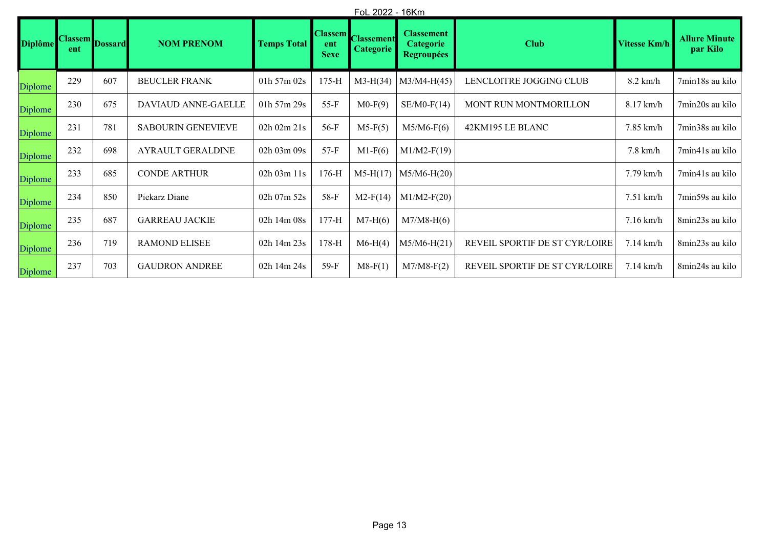FoL 2022 - 16Km

| Diplôme | Classement | Dossard | NOM PRENOM | Temps Total | Classement Sexe | Classement Categorie | Classement Categorie Regroupées | Club | Vitesse Km/h | Allure Minute par Kilo |
|---|---|---|---|---|---|---|---|---|---|---|
| Diplome | 229 | 607 | BEUCLER FRANK | 01h 57m 02s | 175-H | M3-H(34) | M3/M4-H(45) | LENCLOITRE JOGGING CLUB | 8.2 km/h | 7min18s au kilo |
| Diplome | 230 | 675 | DAVIAUD ANNE-GAELLE | 01h 57m 29s | 55-F | M0-F(9) | SE/M0-F(14) | MONT RUN MONTMORILLON | 8.17 km/h | 7min20s au kilo |
| Diplome | 231 | 781 | SABOURIN GENEVIEVE | 02h 02m 21s | 56-F | M5-F(5) | M5/M6-F(6) | 42KM195 LE BLANC | 7.85 km/h | 7min38s au kilo |
| Diplome | 232 | 698 | AYRAULT GERALDINE | 02h 03m 09s | 57-F | M1-F(6) | M1/M2-F(19) | | 7.8 km/h | 7min41s au kilo |
| Diplome | 233 | 685 | CONDE ARTHUR | 02h 03m 11s | 176-H | M5-H(17) | M5/M6-H(20) | | 7.79 km/h | 7min41s au kilo |
| Diplome | 234 | 850 | Piekarz Diane | 02h 07m 52s | 58-F | M2-F(14) | M1/M2-F(20) | | 7.51 km/h | 7min59s au kilo |
| Diplome | 235 | 687 | GARREAU JACKIE | 02h 14m 08s | 177-H | M7-H(6) | M7/M8-H(6) | | 7.16 km/h | 8min23s au kilo |
| Diplome | 236 | 719 | RAMOND ELISEE | 02h 14m 23s | 178-H | M6-H(4) | M5/M6-H(21) | REVEIL SPORTIF DE ST CYR/LOIRE | 7.14 km/h | 8min23s au kilo |
| Diplome | 237 | 703 | GAUDRON ANDREE | 02h 14m 24s | 59-F | M8-F(1) | M7/M8-F(2) | REVEIL SPORTIF DE ST CYR/LOIRE | 7.14 km/h | 8min24s au kilo |